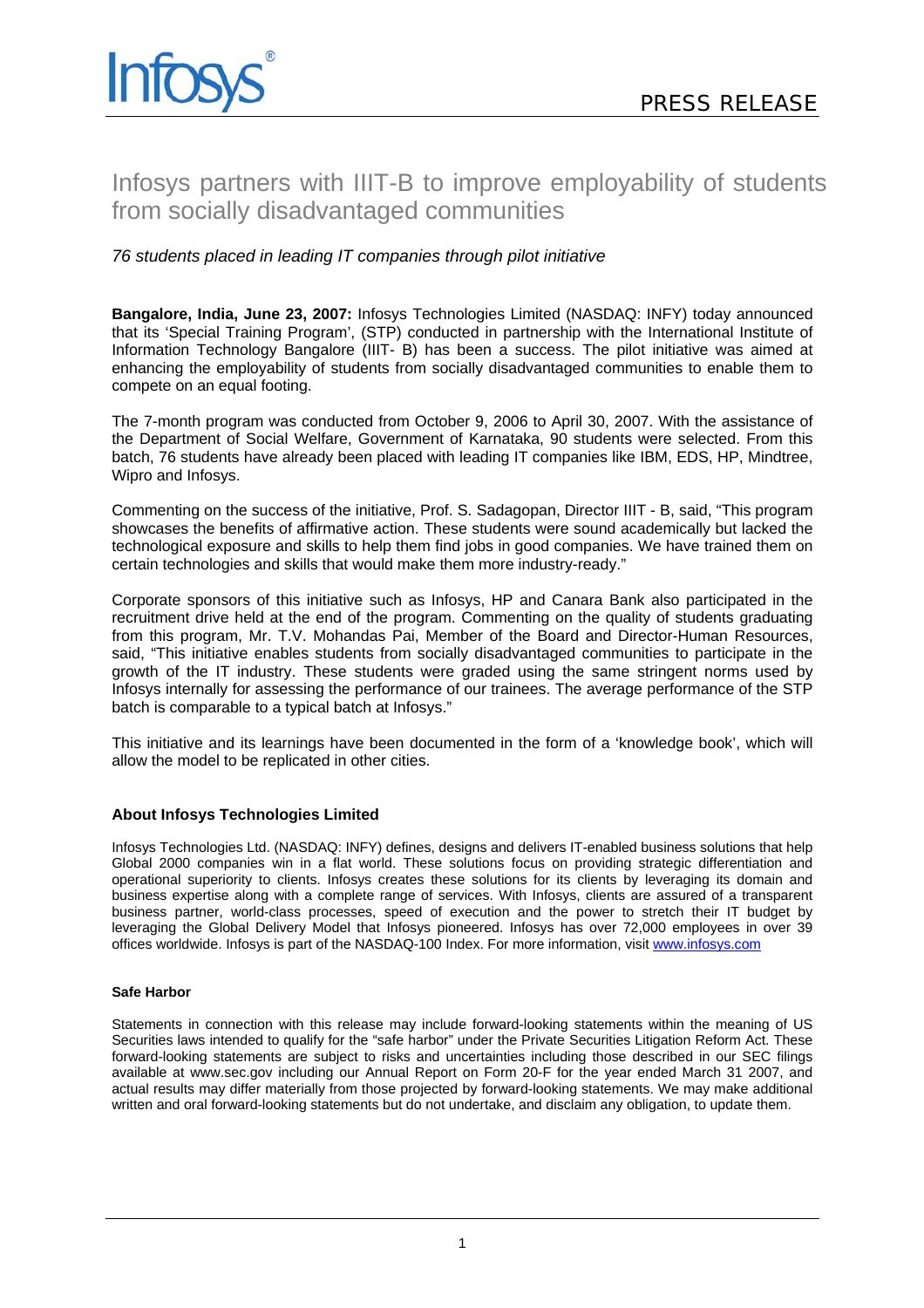Infosys®

PRESS RELEASE

# Infosys partners with IIIT-B to improve employability of students from socially disadvantaged communities

*76 students placed in leading IT companies through pilot initiative*

**Bangalore, India, June 23, 2007:** Infosys Technologies Limited (NASDAQ: INFY) today announced that its 'Special Training Program', (STP) conducted in partnership with the International Institute of Information Technology Bangalore (IIIT- B) has been a success. The pilot initiative was aimed at enhancing the employability of students from socially disadvantaged communities to enable them to compete on an equal footing.

The 7-month program was conducted from October 9, 2006 to April 30, 2007. With the assistance of the Department of Social Welfare, Government of Karnataka, 90 students were selected. From this batch, 76 students have already been placed with leading IT companies like IBM, EDS, HP, Mindtree, Wipro and Infosys.

Commenting on the success of the initiative, Prof. S. Sadagopan, Director IIIT - B, said, "This program showcases the benefits of affirmative action. These students were sound academically but lacked the technological exposure and skills to help them find jobs in good companies. We have trained them on certain technologies and skills that would make them more industry-ready."

Corporate sponsors of this initiative such as Infosys, HP and Canara Bank also participated in the recruitment drive held at the end of the program. Commenting on the quality of students graduating from this program, Mr. T.V. Mohandas Pai, Member of the Board and Director-Human Resources, said, "This initiative enables students from socially disadvantaged communities to participate in the growth of the IT industry. These students were graded using the same stringent norms used by Infosys internally for assessing the performance of our trainees. The average performance of the STP batch is comparable to a typical batch at Infosys."

This initiative and its learnings have been documented in the form of a 'knowledge book', which will allow the model to be replicated in other cities.

### About Infosys Technologies Limited

Infosys Technologies Ltd. (NASDAQ: INFY) defines, designs and delivers IT-enabled business solutions that help Global 2000 companies win in a flat world. These solutions focus on providing strategic differentiation and operational superiority to clients. Infosys creates these solutions for its clients by leveraging its domain and business expertise along with a complete range of services. With Infosys, clients are assured of a transparent business partner, world-class processes, speed of execution and the power to stretch their IT budget by leveraging the Global Delivery Model that Infosys pioneered. Infosys has over 72,000 employees in over 39 offices worldwide. Infosys is part of the NASDAQ-100 Index. For more information, visit www.infosys.com

#### Safe Harbor

Statements in connection with this release may include forward-looking statements within the meaning of US Securities laws intended to qualify for the "safe harbor" under the Private Securities Litigation Reform Act. These forward-looking statements are subject to risks and uncertainties including those described in our SEC filings available at www.sec.gov including our Annual Report on Form 20-F for the year ended March 31 2007, and actual results may differ materially from those projected by forward-looking statements. We may make additional written and oral forward-looking statements but do not undertake, and disclaim any obligation, to update them.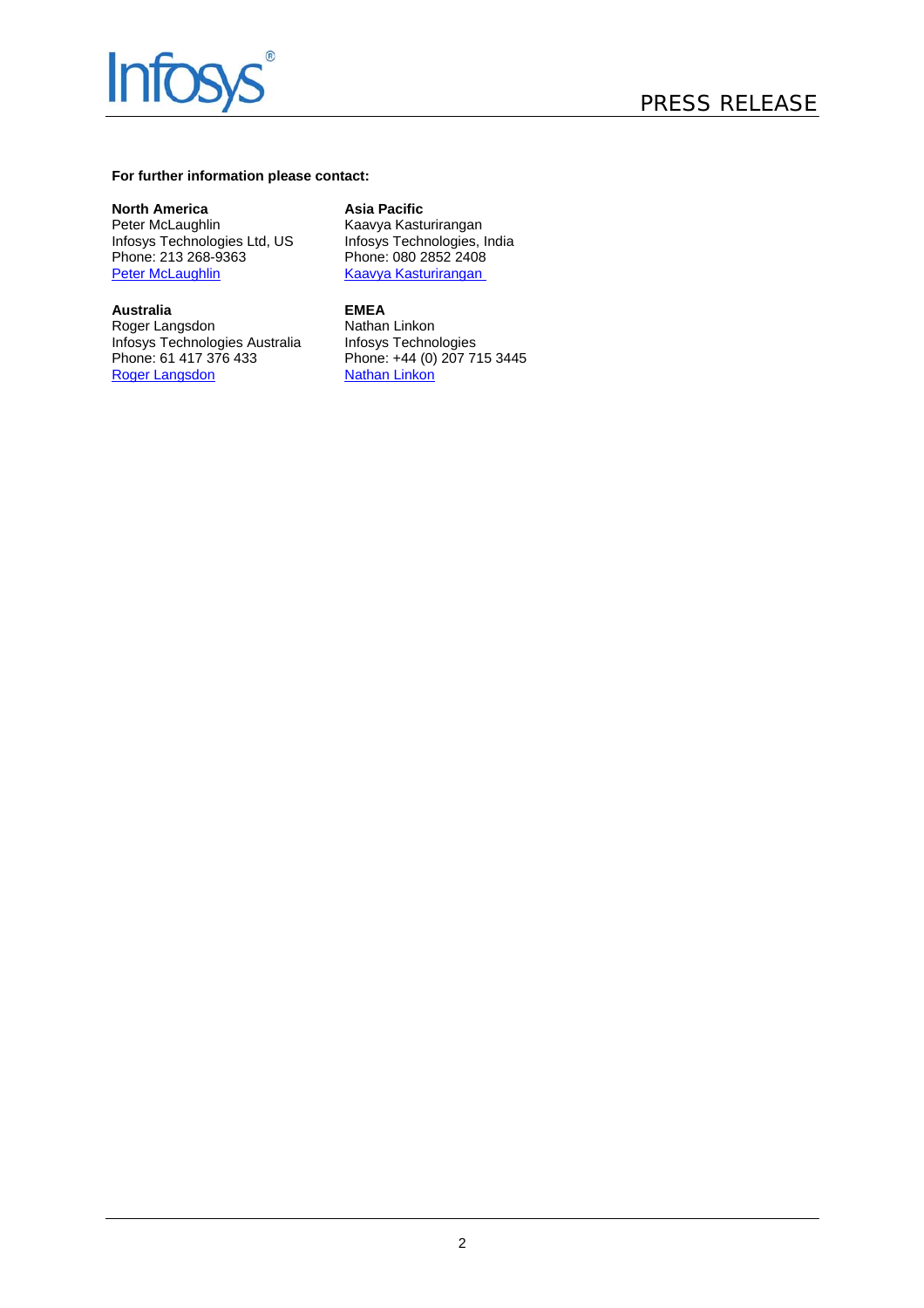**For further information please contact:**

**North America**
Peter McLaughlin
Infosys Technologies Ltd, US
Phone: 213 268-9363
Peter McLaughlin

**Asia Pacific**
Kaavya Kasturirangan
Infosys Technologies, India
Phone: 080 2852 2408
Kaavya Kasturirangan

**Australia**
Roger Langsdon
Infosys Technologies Australia
Phone: 61 417 376 433
Roger Langsdon

**EMEA**
Nathan Linkon
Infosys Technologies
Phone: +44 (0) 207 715 3445
Nathan Linkon